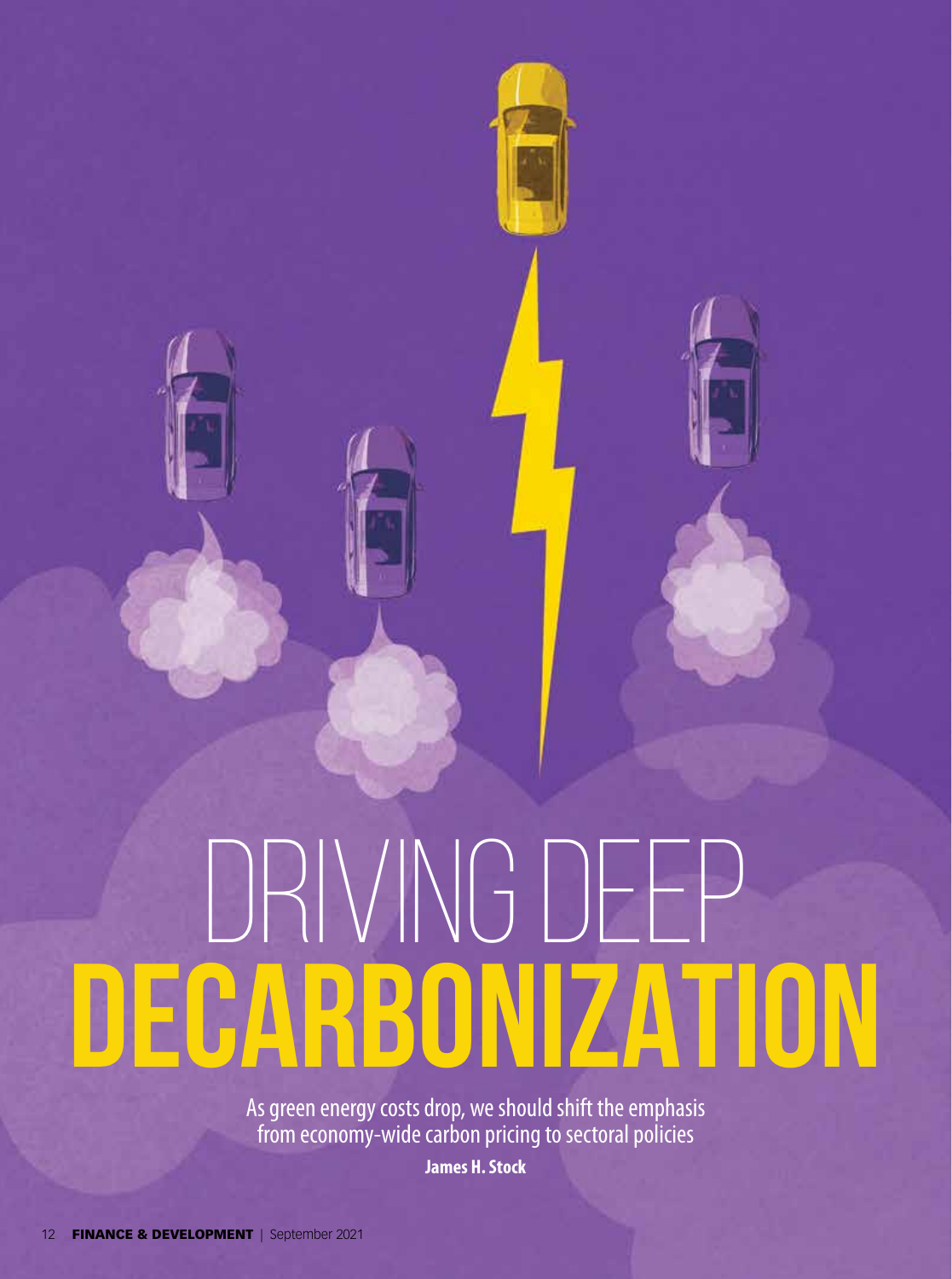# DRIVING DEEP DECARBONIZATION

As green energy costs drop, we should shift the emphasis from economy-wide carbon pricing to sectoral policies

**James H. Stock**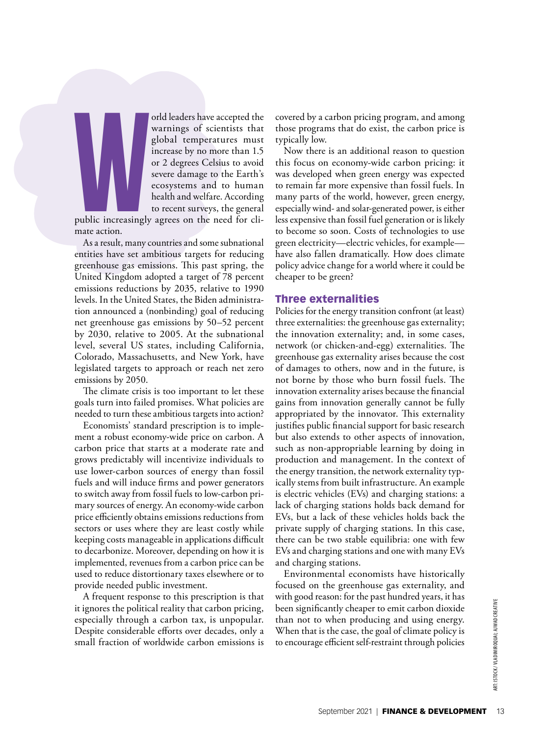World leaders have accepted the warnings of scientists that global temperatures must increase by no more than 1.5 or 2 degrees Celsius to avoid severe damage to the Earth's ecosystems and to human health and welfare. According to recent surveys, the general public increasingly agrees on the need for climate action.

As a result, many countries and some subnational entities have set ambitious targets for reducing greenhouse gas emissions. This past spring, the United Kingdom adopted a target of 78 percent emissions reductions by 2035, relative to 1990 levels. In the United States, the Biden administration announced a (nonbinding) goal of reducing net greenhouse gas emissions by 50–52 percent by 2030, relative to 2005. At the subnational level, several US states, including California, Colorado, Massachusetts, and New York, have legislated targets to approach or reach net zero emissions by 2050.

The climate crisis is too important to let these goals turn into failed promises. What policies are needed to turn these ambitious targets into action?

Economists' standard prescription is to implement a robust economy-wide price on carbon. A carbon price that starts at a moderate rate and grows predictably will incentivize individuals to use lower-carbon sources of energy than fossil fuels and will induce firms and power generators to switch away from fossil fuels to low-carbon primary sources of energy. An economy-wide carbon price efficiently obtains emissions reductions from sectors or uses where they are least costly while keeping costs manageable in applications difficult to decarbonize. Moreover, depending on how it is implemented, revenues from a carbon price can be used to reduce distortionary taxes elsewhere or to provide needed public investment.

A frequent response to this prescription is that it ignores the political reality that carbon pricing, especially through a carbon tax, is unpopular. Despite considerable efforts over decades, only a small fraction of worldwide carbon emissions is covered by a carbon pricing program, and among those programs that do exist, the carbon price is typically low.

Now there is an additional reason to question this focus on economy-wide carbon pricing: it was developed when green energy was expected to remain far more expensive than fossil fuels. In many parts of the world, however, green energy, especially wind- and solar-generated power, is either less expensive than fossil fuel generation or is likely to become so soon. Costs of technologies to use green electricity—electric vehicles, for example—have also fallen dramatically. How does climate policy advice change for a world where it could be cheaper to be green?

## Three externalities

Policies for the energy transition confront (at least) three externalities: the greenhouse gas externality; the innovation externality; and, in some cases, network (or chicken-and-egg) externalities. The greenhouse gas externality arises because the cost of damages to others, now and in the future, is not borne by those who burn fossil fuels. The innovation externality arises because the financial gains from innovation generally cannot be fully appropriated by the innovator. This externality justifies public financial support for basic research but also extends to other aspects of innovation, such as non-appropriable learning by doing in production and management. In the context of the energy transition, the network externality typically stems from built infrastructure. An example is electric vehicles (EVs) and charging stations: a lack of charging stations holds back demand for EVs, but a lack of these vehicles holds back the private supply of charging stations. In this case, there can be two stable equilibria: one with few EVs and charging stations and one with many EVs and charging stations.

Environmental economists have historically focused on the greenhouse gas externality, and with good reason: for the past hundred years, it has been significantly cheaper to emit carbon dioxide than not to when producing and using energy. When that is the case, the goal of climate policy is to encourage efficient self-restraint through policies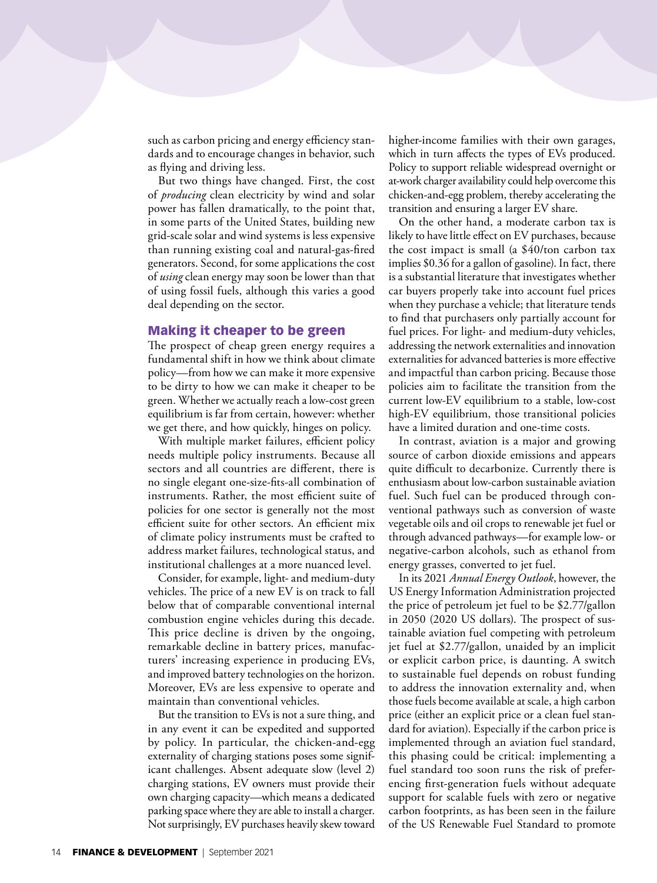such as carbon pricing and energy efficiency standards and to encourage changes in behavior, such as flying and driving less.

But two things have changed. First, the cost of *producing* clean electricity by wind and solar power has fallen dramatically, to the point that, in some parts of the United States, building new grid-scale solar and wind systems is less expensive than running existing coal and natural-gas-fired generators. Second, for some applications the cost of *using* clean energy may soon be lower than that of using fossil fuels, although this varies a good deal depending on the sector.

## Making it cheaper to be green

The prospect of cheap green energy requires a fundamental shift in how we think about climate policy—from how we can make it more expensive to be dirty to how we can make it cheaper to be green. Whether we actually reach a low-cost green equilibrium is far from certain, however: whether we get there, and how quickly, hinges on policy.

With multiple market failures, efficient policy needs multiple policy instruments. Because all sectors and all countries are different, there is no single elegant one-size-fits-all combination of instruments. Rather, the most efficient suite of policies for one sector is generally not the most efficient suite for other sectors. An efficient mix of climate policy instruments must be crafted to address market failures, technological status, and institutional challenges at a more nuanced level.

Consider, for example, light- and medium-duty vehicles. The price of a new EV is on track to fall below that of comparable conventional internal combustion engine vehicles during this decade. This price decline is driven by the ongoing, remarkable decline in battery prices, manufacturers' increasing experience in producing EVs, and improved battery technologies on the horizon. Moreover, EVs are less expensive to operate and maintain than conventional vehicles.

But the transition to EVs is not a sure thing, and in any event it can be expedited and supported by policy. In particular, the chicken-and-egg externality of charging stations poses some significant challenges. Absent adequate slow (level 2) charging stations, EV owners must provide their own charging capacity—which means a dedicated parking space where they are able to install a charger. Not surprisingly, EV purchases heavily skew toward higher-income families with their own garages, which in turn affects the types of EVs produced. Policy to support reliable widespread overnight or at-work charger availability could help overcome this chicken-and-egg problem, thereby accelerating the transition and ensuring a larger EV share.

On the other hand, a moderate carbon tax is likely to have little effect on EV purchases, because the cost impact is small (a $40/ton carbon tax implies $0.36 for a gallon of gasoline). In fact, there is a substantial literature that investigates whether car buyers properly take into account fuel prices when they purchase a vehicle; that literature tends to find that purchasers only partially account for fuel prices. For light- and medium-duty vehicles, addressing the network externalities and innovation externalities for advanced batteries is more effective and impactful than carbon pricing. Because those policies aim to facilitate the transition from the current low-EV equilibrium to a stable, low-cost high-EV equilibrium, those transitional policies have a limited duration and one-time costs.

In contrast, aviation is a major and growing source of carbon dioxide emissions and appears quite difficult to decarbonize. Currently there is enthusiasm about low-carbon sustainable aviation fuel. Such fuel can be produced through conventional pathways such as conversion of waste vegetable oils and oil crops to renewable jet fuel or through advanced pathways—for example low- or negative-carbon alcohols, such as ethanol from energy grasses, converted to jet fuel.

In its 2021 *Annual Energy Outlook*, however, the US Energy Information Administration projected the price of petroleum jet fuel to be $2.77/gallon in 2050 (2020 US dollars). The prospect of sustainable aviation fuel competing with petroleum jet fuel at $2.77/gallon, unaided by an implicit or explicit carbon price, is daunting. A switch to sustainable fuel depends on robust funding to address the innovation externality and, when those fuels become available at scale, a high carbon price (either an explicit price or a clean fuel standard for aviation). Especially if the carbon price is implemented through an aviation fuel standard, this phasing could be critical: implementing a fuel standard too soon runs the risk of preferencing first-generation fuels without adequate support for scalable fuels with zero or negative carbon footprints, as has been seen in the failure of the US Renewable Fuel Standard to promote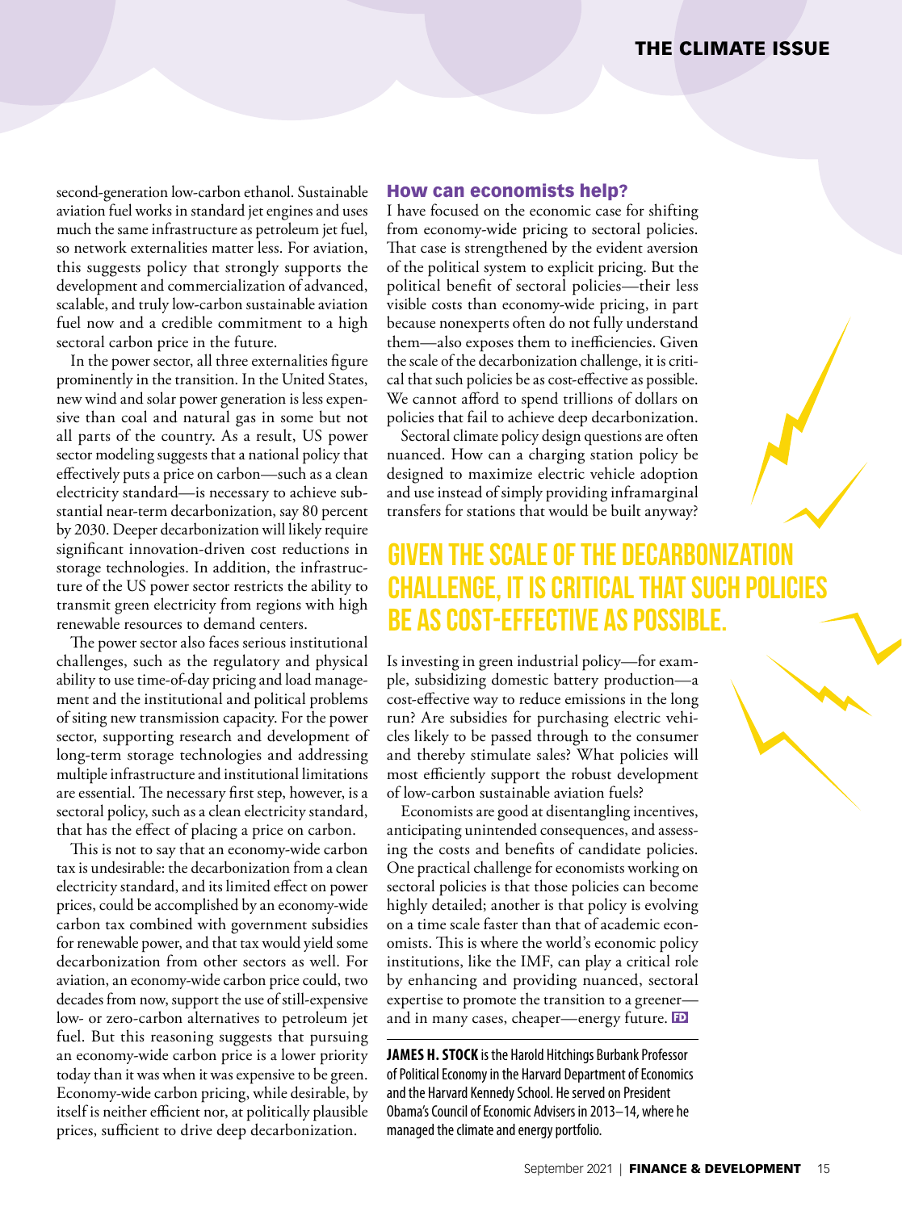second-generation low-carbon ethanol. Sustainable aviation fuel works in standard jet engines and uses much the same infrastructure as petroleum jet fuel, so network externalities matter less. For aviation, this suggests policy that strongly supports the development and commercialization of advanced, scalable, and truly low-carbon sustainable aviation fuel now and a credible commitment to a high sectoral carbon price in the future.

In the power sector, all three externalities figure prominently in the transition. In the United States, new wind and solar power generation is less expensive than coal and natural gas in some but not all parts of the country. As a result, US power sector modeling suggests that a national policy that effectively puts a price on carbon—such as a clean electricity standard—is necessary to achieve substantial near-term decarbonization, say 80 percent by 2030. Deeper decarbonization will likely require significant innovation-driven cost reductions in storage technologies. In addition, the infrastructure of the US power sector restricts the ability to transmit green electricity from regions with high renewable resources to demand centers.

The power sector also faces serious institutional challenges, such as the regulatory and physical ability to use time-of-day pricing and load management and the institutional and political problems of siting new transmission capacity. For the power sector, supporting research and development of long-term storage technologies and addressing multiple infrastructure and institutional limitations are essential. The necessary first step, however, is a sectoral policy, such as a clean electricity standard, that has the effect of placing a price on carbon.

This is not to say that an economy-wide carbon tax is undesirable: the decarbonization from a clean electricity standard, and its limited effect on power prices, could be accomplished by an economy-wide carbon tax combined with government subsidies for renewable power, and that tax would yield some decarbonization from other sectors as well. For aviation, an economy-wide carbon price could, two decades from now, support the use of still-expensive low- or zero-carbon alternatives to petroleum jet fuel. But this reasoning suggests that pursuing an economy-wide carbon price is a lower priority today than it was when it was expensive to be green. Economy-wide carbon pricing, while desirable, by itself is neither efficient nor, at politically plausible prices, sufficient to drive deep decarbonization.

## How can economists help?

I have focused on the economic case for shifting from economy-wide pricing to sectoral policies. That case is strengthened by the evident aversion of the political system to explicit pricing. But the political benefit of sectoral policies—their less visible costs than economy-wide pricing, in part because nonexperts often do not fully understand them—also exposes them to inefficiencies. Given the scale of the decarbonization challenge, it is critical that such policies be as cost-effective as possible. We cannot afford to spend trillions of dollars on policies that fail to achieve deep decarbonization.

Sectoral climate policy design questions are often nuanced. How can a charging station policy be designed to maximize electric vehicle adoption and use instead of simply providing inframarginal transfers for stations that would be built anyway?

**GIVEN THE SCALE OF THE DECARBONIZATION CHALLENGE, IT IS CRITICAL THAT SUCH POLICIES BE AS COST-EFFECTIVE AS POSSIBLE.**

Is investing in green industrial policy—for example, subsidizing domestic battery production—a cost-effective way to reduce emissions in the long run? Are subsidies for purchasing electric vehicles likely to be passed through to the consumer and thereby stimulate sales? What policies will most efficiently support the robust development of low-carbon sustainable aviation fuels?

Economists are good at disentangling incentives, anticipating unintended consequences, and assessing the costs and benefits of candidate policies. One practical challenge for economists working on sectoral policies is that those policies can become highly detailed; another is that policy is evolving on a time scale faster than that of academic economists. This is where the world's economic policy institutions, like the IMF, can play a critical role by enhancing and providing nuanced, sectoral expertise to promote the transition to a greener—and in many cases, cheaper—energy future.

**JAMES H. STOCK** is the Harold Hitchings Burbank Professor of Political Economy in the Harvard Department of Economics and the Harvard Kennedy School. He served on President Obama's Council of Economic Advisers in 2013–14, where he managed the climate and energy portfolio.